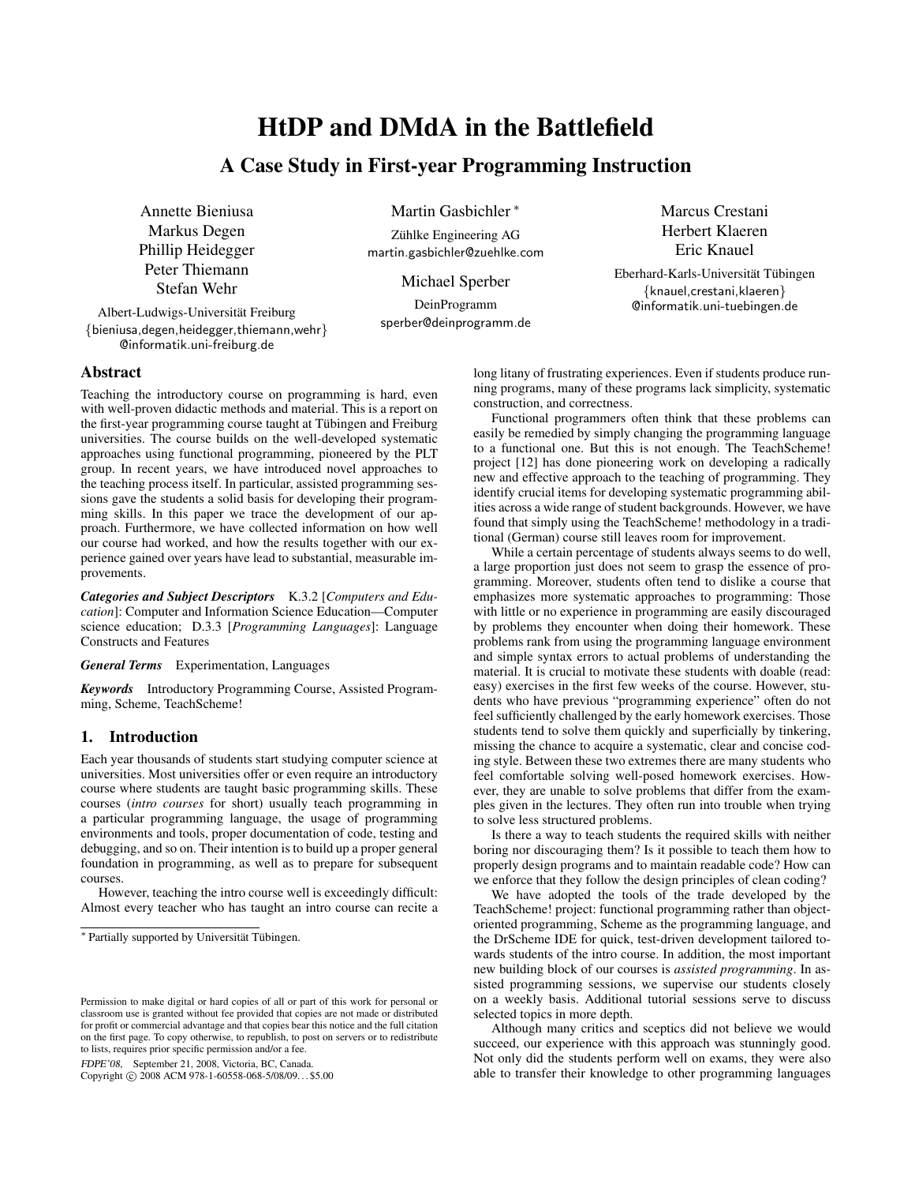# HtDP and DMdA in the Battlefield

## A Case Study in First-year Programming Instruction

Annette Bieniusa
Markus Degen
Phillip Heidegger
Peter Thiemann
Stefan Wehr

Albert-Ludwigs-Universität Freiburg
{bieniusa,degen,heidegger,thiemann,wehr}@informatik.uni-freiburg.de

Martin Gasbichler *

Zühlke Engineering AG
martin.gasbichler@zuehlke.com

Michael Sperber

DeinProgramm
sperber@deinprogramm.de

Marcus Crestani
Herbert Klaeren
Eric Knauel

Eberhard-Karls-Universität Tübingen
{knauel,crestani,klaeren}@informatik.uni-tuebingen.de

## Abstract

Teaching the introductory course on programming is hard, even with well-proven didactic methods and material. This is a report on the first-year programming course taught at Tübingen and Freiburg universities. The course builds on the well-developed systematic approaches using functional programming, pioneered by the PLT group. In recent years, we have introduced novel approaches to the teaching process itself. In particular, assisted programming sessions gave the students a solid basis for developing their programming skills. In this paper we trace the development of our approach. Furthermore, we have collected information on how well our course had worked, and how the results together with our experience gained over years have lead to substantial, measurable improvements.

***Categories and Subject Descriptors*** K.3.2 [*Computers and Education*]: Computer and Information Science Education—Computer science education; D.3.3 [*Programming Languages*]: Language Constructs and Features

***General Terms*** Experimentation, Languages

***Keywords*** Introductory Programming Course, Assisted Programming, Scheme, TeachScheme!

## 1. Introduction

Each year thousands of students start studying computer science at universities. Most universities offer or even require an introductory course where students are taught basic programming skills. These courses (*intro courses* for short) usually teach programming in a particular programming language, the usage of programming environments and tools, proper documentation of code, testing and debugging, and so on. Their intention is to build up a proper general foundation in programming, as well as to prepare for subsequent courses.

However, teaching the intro course well is exceedingly difficult: Almost every teacher who has taught an intro course can recite a long litany of frustrating experiences. Even if students produce running programs, many of these programs lack simplicity, systematic construction, and correctness.

Functional programmers often think that these problems can easily be remedied by simply changing the programming language to a functional one. But this is not enough. The TeachScheme! project [12] has done pioneering work on developing a radically new and effective approach to the teaching of programming. They identify crucial items for developing systematic programming abilities across a wide range of student backgrounds. However, we have found that simply using the TeachScheme! methodology in a traditional (German) course still leaves room for improvement.

While a certain percentage of students always seems to do well, a large proportion just does not seem to grasp the essence of programming. Moreover, students often tend to dislike a course that emphasizes more systematic approaches to programming: Those with little or no experience in programming are easily discouraged by problems they encounter when doing their homework. These problems rank from using the programming language environment and simple syntax errors to actual problems of understanding the material. It is crucial to motivate these students with doable (read: easy) exercises in the first few weeks of the course. However, students who have previous "programming experience" often do not feel sufficiently challenged by the early homework exercises. Those students tend to solve them quickly and superficially by tinkering, missing the chance to acquire a systematic, clear and concise coding style. Between these two extremes there are many students who feel comfortable solving well-posed homework exercises. However, they are unable to solve problems that differ from the examples given in the lectures. They often run into trouble when trying to solve less structured problems.

Is there a way to teach students the required skills with neither boring nor discouraging them? Is it possible to teach them how to properly design programs and to maintain readable code? How can we enforce that they follow the design principles of clean coding?

We have adopted the tools of the trade developed by the TeachScheme! project: functional programming rather than object-oriented programming, Scheme as the programming language, and the DrScheme IDE for quick, test-driven development tailored towards students of the intro course. In addition, the most important new building block of our courses is *assisted programming*. In assisted programming sessions, we supervise our students closely on a weekly basis. Additional tutorial sessions serve to discuss selected topics in more depth.

Although many critics and sceptics did not believe we would succeed, our experience with this approach was stunningly good. Not only did the students perform well on exams, they were also able to transfer their knowledge to other programming languages

---

* Partially supported by Universität Tübingen.

Permission to make digital or hard copies of all or part of this work for personal or classroom use is granted without fee provided that copies are not made or distributed for profit or commercial advantage and that copies bear this notice and the full citation on the first page. To copy otherwise, to republish, to post on servers or to redistribute to lists, requires prior specific permission and/or a fee.

*FDPE'08*, September 21, 2008, Victoria, BC, Canada.
Copyright © 2008 ACM 978-1-60558-068-5/08/09...$5.00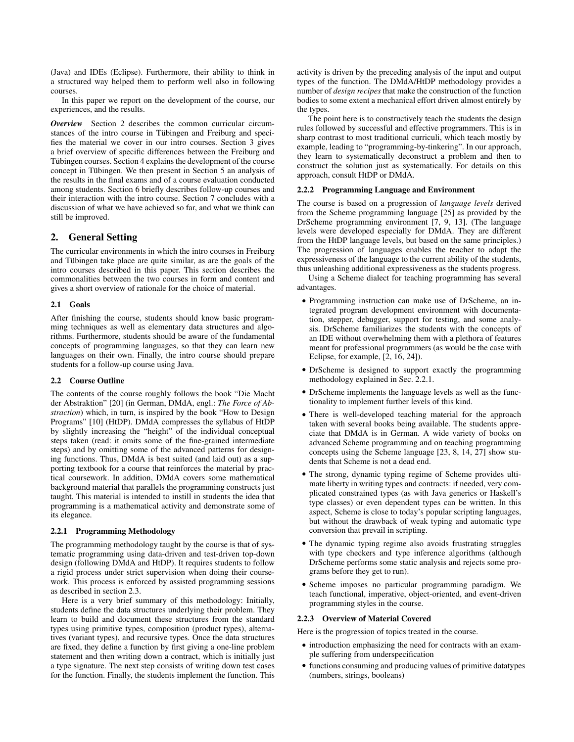(Java) and IDEs (Eclipse). Furthermore, their ability to think in a structured way helped them to perform well also in following courses.

In this paper we report on the development of the course, our experiences, and the results.

***Overview*** Section 2 describes the common curricular circumstances of the intro course in Tübingen and Freiburg and specifies the material we cover in our intro courses. Section 3 gives a brief overview of specific differences between the Freiburg and Tübingen courses. Section 4 explains the development of the course concept in Tübingen. We then present in Section 5 an analysis of the results in the final exams and of a course evaluation conducted among students. Section 6 briefly describes follow-up courses and their interaction with the intro course. Section 7 concludes with a discussion of what we have achieved so far, and what we think can still be improved.

## 2. General Setting

The curricular environments in which the intro courses in Freiburg and Tübingen take place are quite similar, as are the goals of the intro courses described in this paper. This section describes the commonalities between the two courses in form and content and gives a short overview of rationale for the choice of material.

### 2.1 Goals

After finishing the course, students should know basic programming techniques as well as elementary data structures and algorithms. Furthermore, students should be aware of the fundamental concepts of programming languages, so that they can learn new languages on their own. Finally, the intro course should prepare students for a follow-up course using Java.

### 2.2 Course Outline

The contents of the course roughly follows the book "Die Macht der Abstraktion" [20] (in German, DMdA, engl.: *The Force of Abstraction*) which, in turn, is inspired by the book "How to Design Programs" [10] (HtDP). DMdA compresses the syllabus of HtDP by slightly increasing the "height" of the individual conceptual steps taken (read: it omits some of the fine-grained intermediate steps) and by omitting some of the advanced patterns for designing functions. Thus, DMdA is best suited (and laid out) as a supporting textbook for a course that reinforces the material by practical coursework. In addition, DMdA covers some mathematical background material that parallels the programming constructs just taught. This material is intended to instill in students the idea that programming is a mathematical activity and demonstrate some of its elegance.

#### 2.2.1 Programming Methodology

The programming methodology taught by the course is that of systematic programming using data-driven and test-driven top-down design (following DMdA and HtDP). It requires students to follow a rigid process under strict supervision when doing their coursework. This process is enforced by assisted programming sessions as described in section 2.3.

Here is a very brief summary of this methodology: Initially, students define the data structures underlying their problem. They learn to build and document these structures from the standard types using primitive types, composition (product types), alternatives (variant types), and recursive types. Once the data structures are fixed, they define a function by first giving a one-line problem statement and then writing down a contract, which is initially just a type signature. The next step consists of writing down test cases for the function. Finally, the students implement the function. This activity is driven by the preceding analysis of the input and output types of the function. The DMdA/HtDP methodology provides a number of *design recipes* that make the construction of the function bodies to some extent a mechanical effort driven almost entirely by the types.

The point here is to constructively teach the students the design rules followed by successful and effective programmers. This is in sharp contrast to most traditional curriculi, which teach mostly by example, leading to "programming-by-tinkering". In our approach, they learn to systematically deconstruct a problem and then to construct the solution just as systematically. For details on this approach, consult HtDP or DMdA.

#### 2.2.2 Programming Language and Environment

The course is based on a progression of *language levels* derived from the Scheme programming language [25] as provided by the DrScheme programming environment [7, 9, 13]. (The language levels were developed especially for DMdA. They are different from the HtDP language levels, but based on the same principles.) The progression of languages enables the teacher to adapt the expressiveness of the language to the current ability of the students, thus unleashing additional expressiveness as the students progress.

Using a Scheme dialect for teaching programming has several advantages.

- Programming instruction can make use of DrScheme, an integrated program development environment with documentation, stepper, debugger, support for testing, and some analysis. DrScheme familiarizes the students with the concepts of an IDE without overwhelming them with a plethora of features meant for professional programmers (as would be the case with Eclipse, for example, [2, 16, 24]).
- DrScheme is designed to support exactly the programming methodology explained in Sec. 2.2.1.
- DrScheme implements the language levels as well as the functionality to implement further levels of this kind.
- There is well-developed teaching material for the approach taken with several books being available. The students appreciate that DMdA is in German. A wide variety of books on advanced Scheme programming and on teaching programming concepts using the Scheme language [23, 8, 14, 27] show students that Scheme is not a dead end.
- The strong, dynamic typing regime of Scheme provides ultimate liberty in writing types and contracts: if needed, very complicated constrained types (as with Java generics or Haskell's type classes) or even dependent types can be written. In this aspect, Scheme is close to today's popular scripting languages, but without the drawback of weak typing and automatic type conversion that prevail in scripting.
- The dynamic typing regime also avoids frustrating struggles with type checkers and type inference algorithms (although DrScheme performs some static analysis and rejects some programs before they get to run).
- Scheme imposes no particular programming paradigm. We teach functional, imperative, object-oriented, and event-driven programming styles in the course.

#### 2.2.3 Overview of Material Covered

Here is the progression of topics treated in the course.

- introduction emphasizing the need for contracts with an example suffering from underspecification
- functions consuming and producing values of primitive datatypes (numbers, strings, booleans)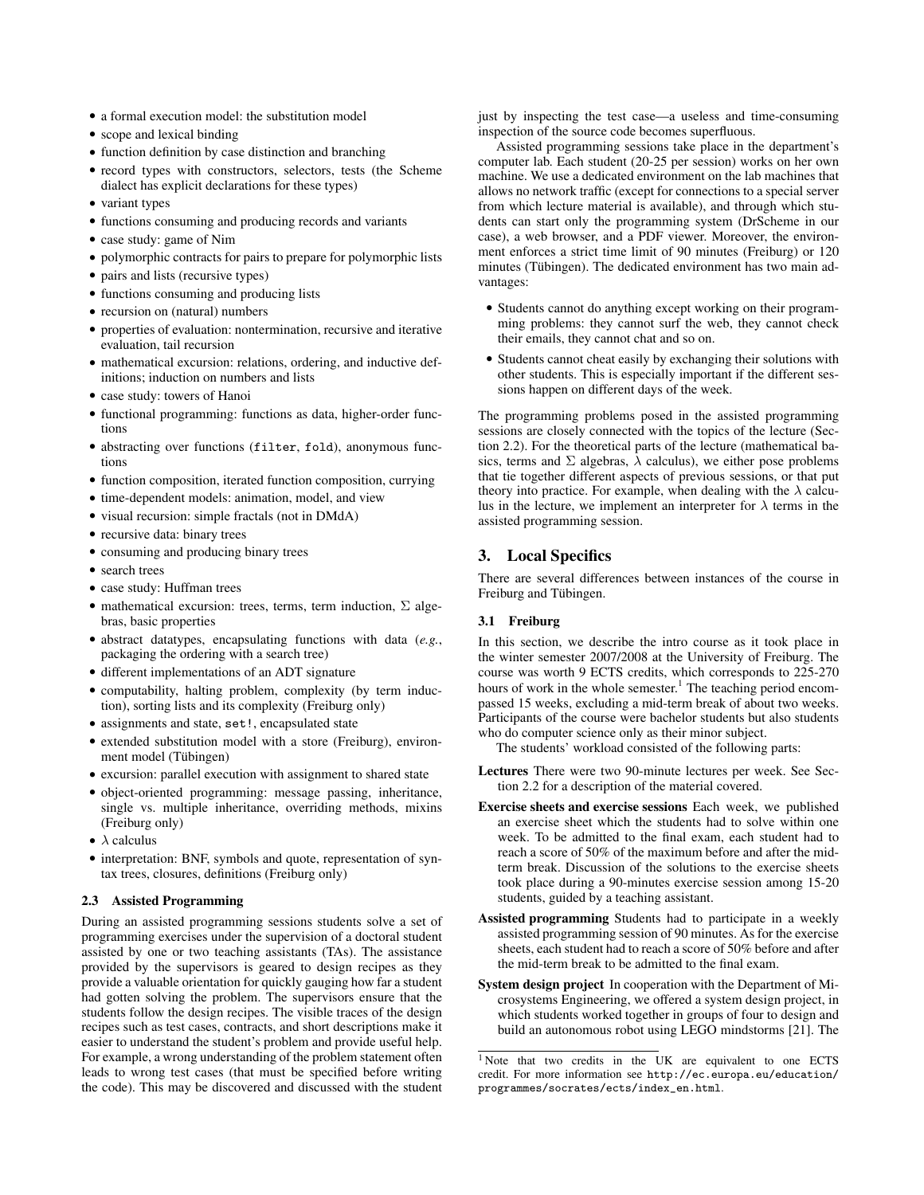- a formal execution model: the substitution model
- scope and lexical binding
- function definition by case distinction and branching
- record types with constructors, selectors, tests (the Scheme dialect has explicit declarations for these types)
- variant types
- functions consuming and producing records and variants
- case study: game of Nim
- polymorphic contracts for pairs to prepare for polymorphic lists
- pairs and lists (recursive types)
- functions consuming and producing lists
- recursion on (natural) numbers
- properties of evaluation: nontermination, recursive and iterative evaluation, tail recursion
- mathematical excursion: relations, ordering, and inductive definitions; induction on numbers and lists
- case study: towers of Hanoi
- functional programming: functions as data, higher-order functions
- abstracting over functions (`filter`, `fold`), anonymous functions
- function composition, iterated function composition, currying
- time-dependent models: animation, model, and view
- visual recursion: simple fractals (not in DMdA)
- recursive data: binary trees
- consuming and producing binary trees
- search trees
- case study: Huffman trees
- mathematical excursion: trees, terms, term induction, $\Sigma$ algebras, basic properties
- abstract datatypes, encapsulating functions with data (*e.g.*, packaging the ordering with a search tree)
- different implementations of an ADT signature
- computability, halting problem, complexity (by term induction), sorting lists and its complexity (Freiburg only)
- assignments and state, `set!`, encapsulated state
- extended substitution model with a store (Freiburg), environment model (Tübingen)
- excursion: parallel execution with assignment to shared state
- object-oriented programming: message passing, inheritance, single vs. multiple inheritance, overriding methods, mixins (Freiburg only)
- $\lambda$ calculus
- interpretation: BNF, symbols and quote, representation of syntax trees, closures, definitions (Freiburg only)

### 2.3 Assisted Programming

During an assisted programming sessions students solve a set of programming exercises under the supervision of a doctoral student assisted by one or two teaching assistants (TAs). The assistance provided by the supervisors is geared to design recipes as they provide a valuable orientation for quickly gauging how far a student had gotten solving the problem. The supervisors ensure that the students follow the design recipes. The visible traces of the design recipes such as test cases, contracts, and short descriptions make it easier to understand the student's problem and provide useful help. For example, a wrong understanding of the problem statement often leads to wrong test cases (that must be specified before writing the code). This may be discovered and discussed with the student just by inspecting the test case—a useless and time-consuming inspection of the source code becomes superfluous.

Assisted programming sessions take place in the department's computer lab. Each student (20-25 per session) works on her own machine. We use a dedicated environment on the lab machines that allows no network traffic (except for connections to a special server from which lecture material is available), and through which students can start only the programming system (DrScheme in our case), a web browser, and a PDF viewer. Moreover, the environment enforces a strict time limit of 90 minutes (Freiburg) or 120 minutes (Tübingen). The dedicated environment has two main advantages:

- Students cannot do anything except working on their programming problems: they cannot surf the web, they cannot check their emails, they cannot chat and so on.
- Students cannot cheat easily by exchanging their solutions with other students. This is especially important if the different sessions happen on different days of the week.

The programming problems posed in the assisted programming sessions are closely connected with the topics of the lecture (Section 2.2). For the theoretical parts of the lecture (mathematical basics, terms and $\Sigma$ algebras, $\lambda$ calculus), we either pose problems that tie together different aspects of previous sessions, or that put theory into practice. For example, when dealing with the $\lambda$ calculus in the lecture, we implement an interpreter for $\lambda$ terms in the assisted programming session.

## 3. Local Specifics

There are several differences between instances of the course in Freiburg and Tübingen.

### 3.1 Freiburg

In this section, we describe the intro course as it took place in the winter semester 2007/2008 at the University of Freiburg. The course was worth 9 ECTS credits, which corresponds to 225-270 hours of work in the whole semester.[1] The teaching period encompassed 15 weeks, excluding a mid-term break of about two weeks. Participants of the course were bachelor students but also students who do computer science only as their minor subject.

The students' workload consisted of the following parts:

**Lectures** There were two 90-minute lectures per week. See Section 2.2 for a description of the material covered.

**Exercise sheets and exercise sessions** Each week, we published an exercise sheet which the students had to solve within one week. To be admitted to the final exam, each student had to reach a score of 50% of the maximum before and after the mid-term break. Discussion of the solutions to the exercise sheets took place during a 90-minutes exercise session among 15-20 students, guided by a teaching assistant.

**Assisted programming** Students had to participate in a weekly assisted programming session of 90 minutes. As for the exercise sheets, each student had to reach a score of 50% before and after the mid-term break to be admitted to the final exam.

**System design project** In cooperation with the Department of Microsystems Engineering, we offered a system design project, in which students worked together in groups of four to design and build an autonomous robot using LEGO mindstorms [21]. The

[1] Note that two credits in the UK are equivalent to one ECTS credit. For more information see `http://ec.europa.eu/education/programmes/socrates/ects/index_en.html`.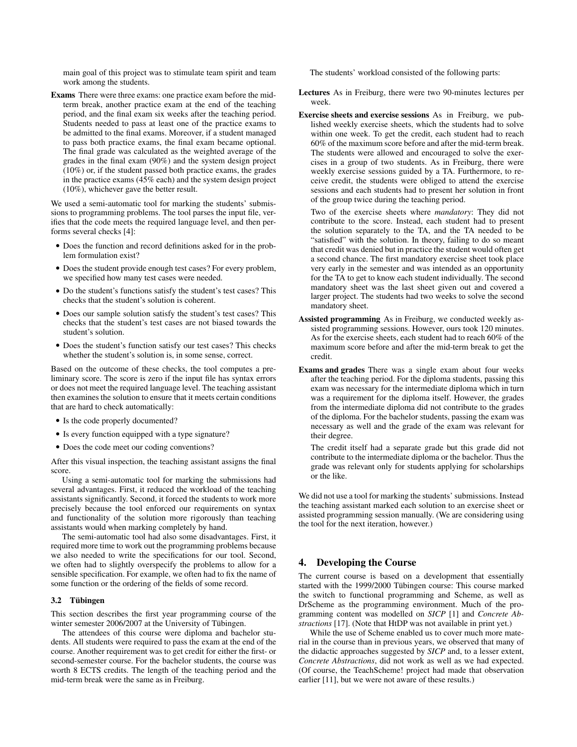main goal of this project was to stimulate team spirit and team work among the students.

**Exams** There were three exams: one practice exam before the mid-term break, another practice exam at the end of the teaching period, and the final exam six weeks after the teaching period. Students needed to pass at least one of the practice exams to be admitted to the final exams. Moreover, if a student managed to pass both practice exams, the final exam became optional. The final grade was calculated as the weighted average of the grades in the final exam (90%) and the system design project (10%) or, if the student passed both practice exams, the grades in the practice exams (45% each) and the system design project (10%), whichever gave the better result.

We used a semi-automatic tool for marking the students' submissions to programming problems. The tool parses the input file, verifies that the code meets the required language level, and then performs several checks [4]:

- Does the function and record definitions asked for in the problem formulation exist?
- Does the student provide enough test cases? For every problem, we specified how many test cases were needed.
- Do the student's functions satisfy the student's test cases? This checks that the student's solution is coherent.
- Does our sample solution satisfy the student's test cases? This checks that the student's test cases are not biased towards the student's solution.
- Does the student's function satisfy our test cases? This checks whether the student's solution is, in some sense, correct.

Based on the outcome of these checks, the tool computes a preliminary score. The score is zero if the input file has syntax errors or does not meet the required language level. The teaching assistant then examines the solution to ensure that it meets certain conditions that are hard to check automatically:

- Is the code properly documented?
- Is every function equipped with a type signature?
- Does the code meet our coding conventions?

After this visual inspection, the teaching assistant assigns the final score.

Using a semi-automatic tool for marking the submissions had several advantages. First, it reduced the workload of the teaching assistants significantly. Second, it forced the students to work more precisely because the tool enforced our requirements on syntax and functionality of the solution more rigorously than teaching assistants would when marking completely by hand.

The semi-automatic tool had also some disadvantages. First, it required more time to work out the programming problems because we also needed to write the specifications for our tool. Second, we often had to slightly overspecify the problems to allow for a sensible specification. For example, we often had to fix the name of some function or the ordering of the fields of some record.

### 3.2 Tübingen

This section describes the first year programming course of the winter semester 2006/2007 at the University of Tübingen.

The attendees of this course were diploma and bachelor students. All students were required to pass the exam at the end of the course. Another requirement was to get credit for either the first- or second-semester course. For the bachelor students, the course was worth 8 ECTS credits. The length of the teaching period and the mid-term break were the same as in Freiburg.

The students' workload consisted of the following parts:

**Lectures** As in Freiburg, there were two 90-minutes lectures per week.

**Exercise sheets and exercise sessions** As in Freiburg, we published weekly exercise sheets, which the students had to solve within one week. To get the credit, each student had to reach 60% of the maximum score before and after the mid-term break. The students were allowed and encouraged to solve the exercises in a group of two students. As in Freiburg, there were weekly exercise sessions guided by a TA. Furthermore, to receive credit, the students were obliged to attend the exercise sessions and each students had to present her solution in front of the group twice during the teaching period.

Two of the exercise sheets where *mandatory*: They did not contribute to the score. Instead, each student had to present the solution separately to the TA, and the TA needed to be "satisfied" with the solution. In theory, failing to do so meant that credit was denied but in practice the student would often get a second chance. The first mandatory exercise sheet took place very early in the semester and was intended as an opportunity for the TA to get to know each student individually. The second mandatory sheet was the last sheet given out and covered a larger project. The students had two weeks to solve the second mandatory sheet.

**Assisted programming** As in Freiburg, we conducted weekly assisted programming sessions. However, ours took 120 minutes. As for the exercise sheets, each student had to reach 60% of the maximum score before and after the mid-term break to get the credit.

**Exams and grades** There was a single exam about four weeks after the teaching period. For the diploma students, passing this exam was necessary for the intermediate diploma which in turn was a requirement for the diploma itself. However, the grades from the intermediate diploma did not contribute to the grades of the diploma. For the bachelor students, passing the exam was necessary as well and the grade of the exam was relevant for their degree.

The credit itself had a separate grade but this grade did not contribute to the intermediate diploma or the bachelor. Thus the grade was relevant only for students applying for scholarships or the like.

We did not use a tool for marking the students' submissions. Instead the teaching assistant marked each solution to an exercise sheet or assisted programming session manually. (We are considering using the tool for the next iteration, however.)

## 4. Developing the Course

The current course is based on a development that essentially started with the 1999/2000 Tübingen course: This course marked the switch to functional programming and Scheme, as well as DrScheme as the programming environment. Much of the programming content was modelled on *SICP* [1] and *Concrete Abstractions* [17]. (Note that HtDP was not available in print yet.)

While the use of Scheme enabled us to cover much more material in the course than in previous years, we observed that many of the didactic approaches suggested by *SICP* and, to a lesser extent, *Concrete Abstractions*, did not work as well as we had expected. (Of course, the TeachScheme! project had made that observation earlier [11], but we were not aware of these results.)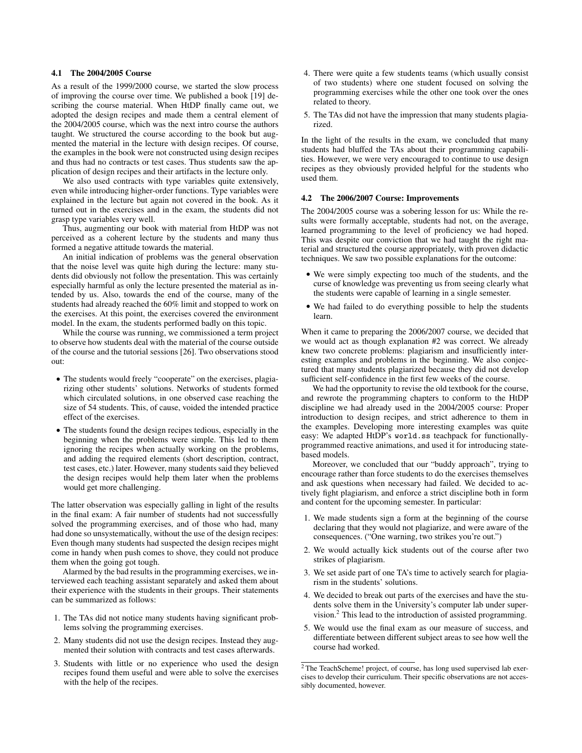### 4.1 The 2004/2005 Course

As a result of the 1999/2000 course, we started the slow process of improving the course over time. We published a book [19] describing the course material. When HtDP finally came out, we adopted the design recipes and made them a central element of the 2004/2005 course, which was the next intro course the authors taught. We structured the course according to the book but augmented the material in the lecture with design recipes. Of course, the examples in the book were not constructed using design recipes and thus had no contracts or test cases. Thus students saw the application of design recipes and their artifacts in the lecture only.

We also used contracts with type variables quite extensively, even while introducing higher-order functions. Type variables were explained in the lecture but again not covered in the book. As it turned out in the exercises and in the exam, the students did not grasp type variables very well.

Thus, augmenting our book with material from HtDP was not perceived as a coherent lecture by the students and many thus formed a negative attitude towards the material.

An initial indication of problems was the general observation that the noise level was quite high during the lecture: many students did obviously not follow the presentation. This was certainly especially harmful as only the lecture presented the material as intended by us. Also, towards the end of the course, many of the students had already reached the 60% limit and stopped to work on the exercises. At this point, the exercises covered the environment model. In the exam, the students performed badly on this topic.

While the course was running, we commissioned a term project to observe how students deal with the material of the course outside of the course and the tutorial sessions [26]. Two observations stood out:

- The students would freely "cooperate" on the exercises, plagiarizing other students' solutions. Networks of students formed which circulated solutions, in one observed case reaching the size of 54 students. This, of cause, voided the intended practice effect of the exercises.
- The students found the design recipes tedious, especially in the beginning when the problems were simple. This led to them ignoring the recipes when actually working on the problems, and adding the required elements (short description, contract, test cases, etc.) later. However, many students said they believed the design recipes would help them later when the problems would get more challenging.

The latter observation was especially galling in light of the results in the final exam: A fair number of students had not successfully solved the programming exercises, and of those who had, many had done so unsystematically, without the use of the design recipes: Even though many students had suspected the design recipes might come in handy when push comes to shove, they could not produce them when the going got tough.

Alarmed by the bad results in the programming exercises, we interviewed each teaching assistant separately and asked them about their experience with the students in their groups. Their statements can be summarized as follows:

1. The TAs did not notice many students having significant problems solving the programming exercises.
2. Many students did not use the design recipes. Instead they augmented their solution with contracts and test cases afterwards.
3. Students with little or no experience who used the design recipes found them useful and were able to solve the exercises with the help of the recipes.
4. There were quite a few students teams (which usually consist of two students) where one student focused on solving the programming exercises while the other one took over the ones related to theory.
5. The TAs did not have the impression that many students plagiarized.

In the light of the results in the exam, we concluded that many students had bluffed the TAs about their programming capabilities. However, we were very encouraged to continue to use design recipes as they obviously provided helpful for the students who used them.

### 4.2 The 2006/2007 Course: Improvements

The 2004/2005 course was a sobering lesson for us: While the results were formally acceptable, students had not, on the average, learned programming to the level of proficiency we had hoped. This was despite our conviction that we had taught the right material and structured the course appropriately, with proven didactic techniques. We saw two possible explanations for the outcome:

- We were simply expecting too much of the students, and the curse of knowledge was preventing us from seeing clearly what the students were capable of learning in a single semester.
- We had failed to do everything possible to help the students learn.

When it came to preparing the 2006/2007 course, we decided that we would act as though explanation #2 was correct. We already knew two concrete problems: plagiarism and insufficiently interesting examples and problems in the beginning. We also conjectured that many students plagiarized because they did not develop sufficient self-confidence in the first few weeks of the course.

We had the opportunity to revise the old textbook for the course, and rewrote the programming chapters to conform to the HtDP discipline we had already used in the 2004/2005 course: Proper introduction to design recipes, and strict adherence to them in the examples. Developing more interesting examples was quite easy: We adapted HtDP's `world.ss` teachpack for functionally-programmed reactive animations, and used it for introducing state-based models.

Moreover, we concluded that our "buddy approach", trying to encourage rather than force students to do the exercises themselves and ask questions when necessary had failed. We decided to actively fight plagiarism, and enforce a strict discipline both in form and content for the upcoming semester. In particular:

1. We made students sign a form at the beginning of the course declaring that they would not plagiarize, and were aware of the consequences. ("One warning, two strikes you're out.")
2. We would actually kick students out of the course after two strikes of plagiarism.
3. We set aside part of one TA's time to actively search for plagiarism in the students' solutions.
4. We decided to break out parts of the exercises and have the students solve them in the University's computer lab under supervision.[2] This lead to the introduction of assisted programming.
5. We would use the final exam as our measure of success, and differentiate between different subject areas to see how well the course had worked.

[2] The TeachScheme! project, of course, has long used supervised lab exercises to develop their curriculum. Their specific observations are not accessibly documented, however.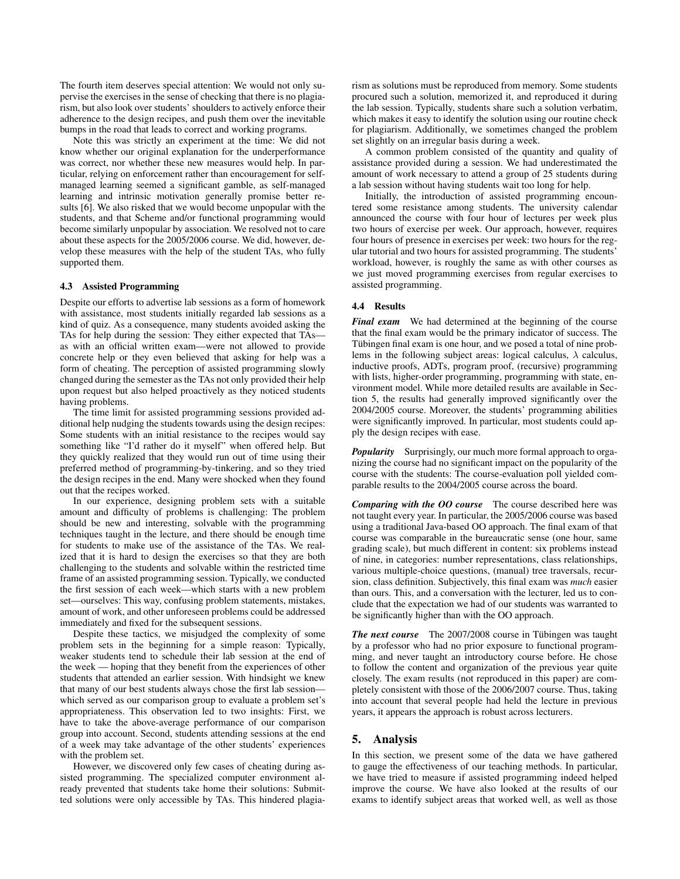The fourth item deserves special attention: We would not only supervise the exercises in the sense of checking that there is no plagiarism, but also look over students' shoulders to actively enforce their adherence to the design recipes, and push them over the inevitable bumps in the road that leads to correct and working programs.

Note this was strictly an experiment at the time: We did not know whether our original explanation for the underperformance was correct, nor whether these new measures would help. In particular, relying on enforcement rather than encouragement for self-managed learning seemed a significant gamble, as self-managed learning and intrinsic motivation generally promise better results [6]. We also risked that we would become unpopular with the students, and that Scheme and/or functional programming would become similarly unpopular by association. We resolved not to care about these aspects for the 2005/2006 course. We did, however, develop these measures with the help of the student TAs, who fully supported them.

### 4.3 Assisted Programming

Despite our efforts to advertise lab sessions as a form of homework with assistance, most students initially regarded lab sessions as a kind of quiz. As a consequence, many students avoided asking the TAs for help during the session: They either expected that TAs—as with an official written exam—were not allowed to provide concrete help or they even believed that asking for help was a form of cheating. The perception of assisted programming slowly changed during the semester as the TAs not only provided their help upon request but also helped proactively as they noticed students having problems.

The time limit for assisted programming sessions provided additional help nudging the students towards using the design recipes: Some students with an initial resistance to the recipes would say something like "I'd rather do it myself" when offered help. But they quickly realized that they would run out of time using their preferred method of programming-by-tinkering, and so they tried the design recipes in the end. Many were shocked when they found out that the recipes worked.

In our experience, designing problem sets with a suitable amount and difficulty of problems is challenging: The problem should be new and interesting, solvable with the programming techniques taught in the lecture, and there should be enough time for students to make use of the assistance of the TAs. We realized that it is hard to design the exercises so that they are both challenging to the students and solvable within the restricted time frame of an assisted programming session. Typically, we conducted the first session of each week—which starts with a new problem set—ourselves: This way, confusing problem statements, mistakes, amount of work, and other unforeseen problems could be addressed immediately and fixed for the subsequent sessions.

Despite these tactics, we misjudged the complexity of some problem sets in the beginning for a simple reason: Typically, weaker students tend to schedule their lab session at the end of the week — hoping that they benefit from the experiences of other students that attended an earlier session. With hindsight we knew that many of our best students always chose the first lab session—which served as our comparison group to evaluate a problem set's appropriateness. This observation led to two insights: First, we have to take the above-average performance of our comparison group into account. Second, students attending sessions at the end of a week may take advantage of the other students' experiences with the problem set.

However, we discovered only few cases of cheating during assisted programming. The specialized computer environment already prevented that students take home their solutions: Submitted solutions were only accessible by TAs. This hindered plagiarism as solutions must be reproduced from memory. Some students procured such a solution, memorized it, and reproduced it during the lab session. Typically, students share such a solution verbatim, which makes it easy to identify the solution using our routine check for plagiarism. Additionally, we sometimes changed the problem set slightly on an irregular basis during a week.

A common problem consisted of the quantity and quality of assistance provided during a session. We had underestimated the amount of work necessary to attend a group of 25 students during a lab session without having students wait too long for help.

Initially, the introduction of assisted programming encountered some resistance among students. The university calendar announced the course with four hour of lectures per week plus two hours of exercise per week. Our approach, however, requires four hours of presence in exercises per week: two hours for the regular tutorial and two hours for assisted programming. The students' workload, however, is roughly the same as with other courses as we just moved programming exercises from regular exercises to assisted programming.

### 4.4 Results

***Final exam*** We had determined at the beginning of the course that the final exam would be the primary indicator of success. The Tübingen final exam is one hour, and we posed a total of nine problems in the following subject areas: logical calculus, $\lambda$ calculus, inductive proofs, ADTs, program proof, (recursive) programming with lists, higher-order programming, programming with state, environment model. While more detailed results are available in Section 5, the results had generally improved significantly over the 2004/2005 course. Moreover, the students' programming abilities were significantly improved. In particular, most students could apply the design recipes with ease.

***Popularity*** Surprisingly, our much more formal approach to organizing the course had no significant impact on the popularity of the course with the students: The course-evaluation poll yielded comparable results to the 2004/2005 course across the board.

***Comparing with the OO course*** The course described here was not taught every year. In particular, the 2005/2006 course was based using a traditional Java-based OO approach. The final exam of that course was comparable in the bureaucratic sense (one hour, same grading scale), but much different in content: six problems instead of nine, in categories: number representations, class relationships, various multiple-choice questions, (manual) tree traversals, recursion, class definition. Subjectively, this final exam was *much* easier than ours. This, and a conversation with the lecturer, led us to conclude that the expectation we had of our students was warranted to be significantly higher than with the OO approach.

***The next course*** The 2007/2008 course in Tübingen was taught by a professor who had no prior exposure to functional programming, and never taught an introductory course before. He chose to follow the content and organization of the previous year quite closely. The exam results (not reproduced in this paper) are completely consistent with those of the 2006/2007 course. Thus, taking into account that several people had held the lecture in previous years, it appears the approach is robust across lecturers.

## 5. Analysis

In this section, we present some of the data we have gathered to gauge the effectiveness of our teaching methods. In particular, we have tried to measure if assisted programming indeed helped improve the course. We have also looked at the results of our exams to identify subject areas that worked well, as well as those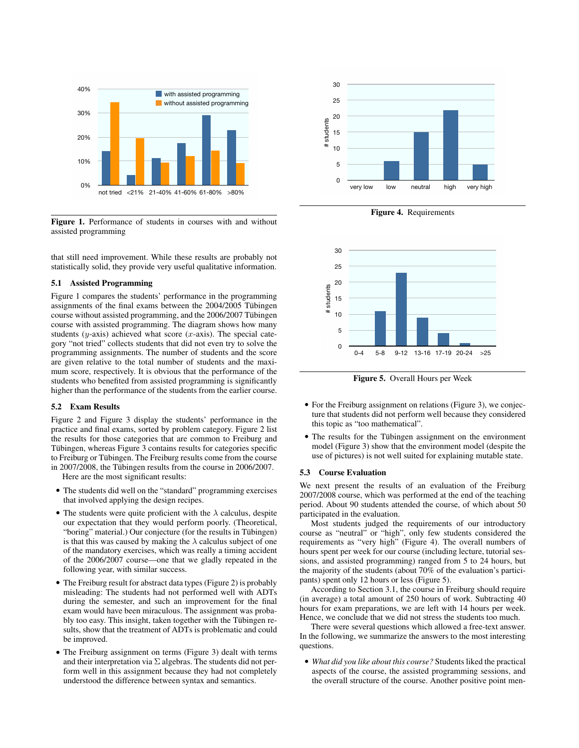Figure 1. Performance of students in courses with and without assisted programming

that still need improvement. While these results are probably not statistically solid, they provide very useful qualitative information.

### 5.1 Assisted Programming

Figure 1 compares the students' performance in the programming assignments of the final exams between the 2004/2005 Tübingen course without assisted programming, and the 2006/2007 Tübingen course with assisted programming. The diagram shows how many students ($y$-axis) achieved what score ($x$-axis). The special category "not tried" collects students that did not even try to solve the programming assignments. The number of students and the score are given relative to the total number of students and the maximum score, respectively. It is obvious that the performance of the students who benefited from assisted programming is significantly higher than the performance of the students from the earlier course.

### 5.2 Exam Results

Figure 2 and Figure 3 display the students' performance in the practice and final exams, sorted by problem category. Figure 2 list the results for those categories that are common to Freiburg and Tübingen, whereas Figure 3 contains results for categories specific to Freiburg or Tübingen. The Freiburg results come from the course in 2007/2008, the Tübingen results from the course in 2006/2007.

Here are the most significant results:

- The students did well on the "standard" programming exercises that involved applying the design recipes.
- The students were quite proficient with the $\lambda$ calculus, despite our expectation that they would perform poorly. (Theoretical, "boring" material.) Our conjecture (for the results in Tübingen) is that this was caused by making the $\lambda$ calculus subject of one of the mandatory exercises, which was really a timing accident of the 2006/2007 course—one that we gladly repeated in the following year, with similar success.
- The Freiburg result for abstract data types (Figure 2) is probably misleading: The students had not performed well with ADTs during the semester, and such an improvement for the final exam would have been miraculous. The assignment was probably too easy. This insight, taken together with the Tübingen results, show that the treatment of ADTs is problematic and could be improved.
- The Freiburg assignment on terms (Figure 3) dealt with terms and their interpretation via $\Sigma$ algebras. The students did not perform well in this assignment because they had not completely understood the difference between syntax and semantics.

Figure 4. Requirements

Figure 5. Overall Hours per Week

- For the Freiburg assignment on relations (Figure 3), we conjecture that students did not perform well because they considered this topic as "too mathematical".
- The results for the Tübingen assignment on the environment model (Figure 3) show that the environment model (despite the use of pictures) is not well suited for explaining mutable state.

### 5.3 Course Evaluation

We next present the results of an evaluation of the Freiburg 2007/2008 course, which was performed at the end of the teaching period. About 90 students attended the course, of which about 50 participated in the evaluation.

Most students judged the requirements of our introductory course as "neutral" or "high", only few students considered the requirements as "very high" (Figure 4). The overall numbers of hours spent per week for our course (including lecture, tutorial sessions, and assisted programming) ranged from 5 to 24 hours, but the majority of the students (about 70% of the evaluation's participants) spent only 12 hours or less (Figure 5).

According to Section 3.1, the course in Freiburg should require (in average) a total amount of 250 hours of work. Subtracting 40 hours for exam preparations, we are left with 14 hours per week. Hence, we conclude that we did not stress the students too much.

There were several questions which allowed a free-text answer. In the following, we summarize the answers to the most interesting questions.

- *What did you like about this course?* Students liked the practical aspects of the course, the assisted programming sessions, and the overall structure of the course. Another positive point men-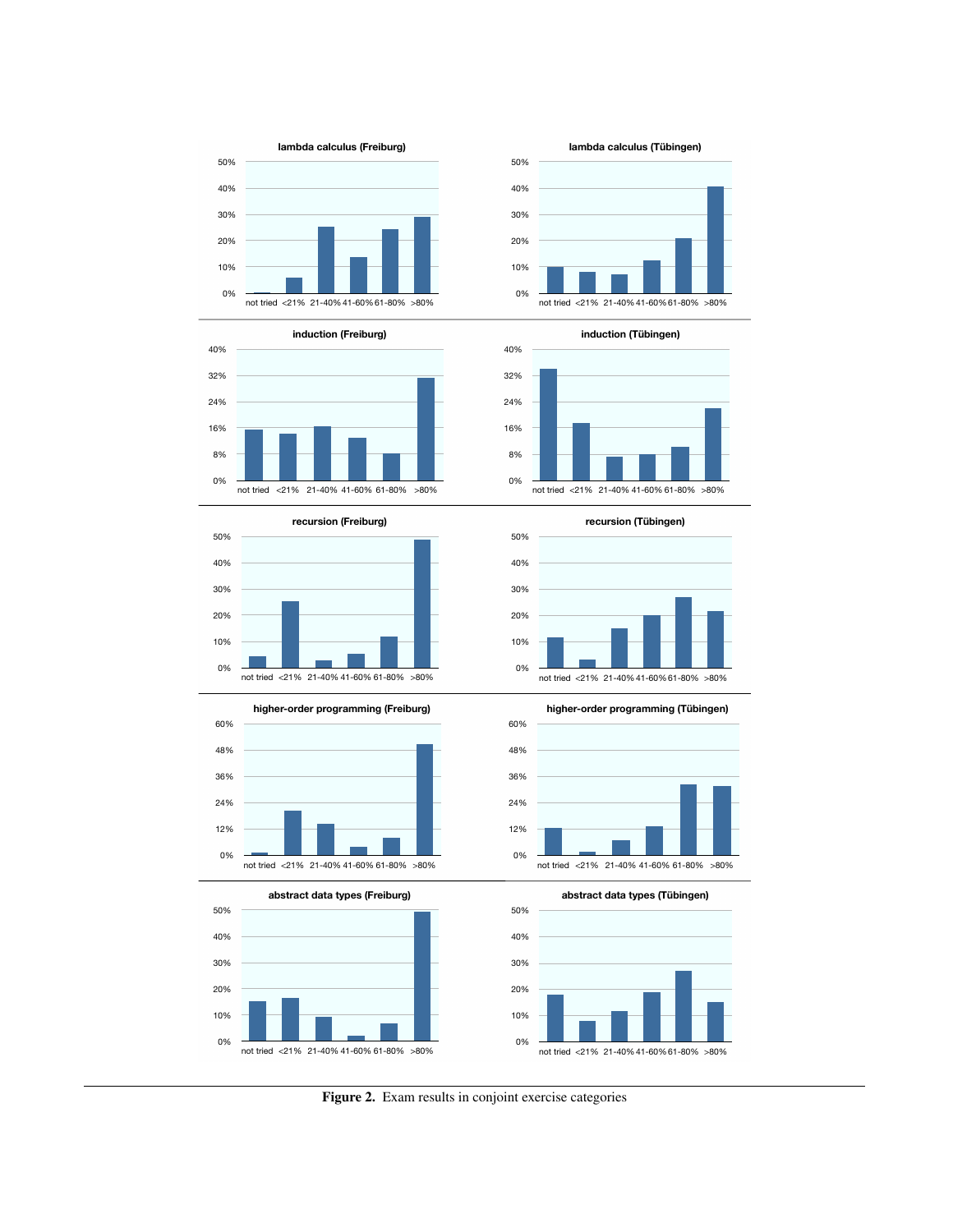Figure 2. Exam results in conjoint exercise categories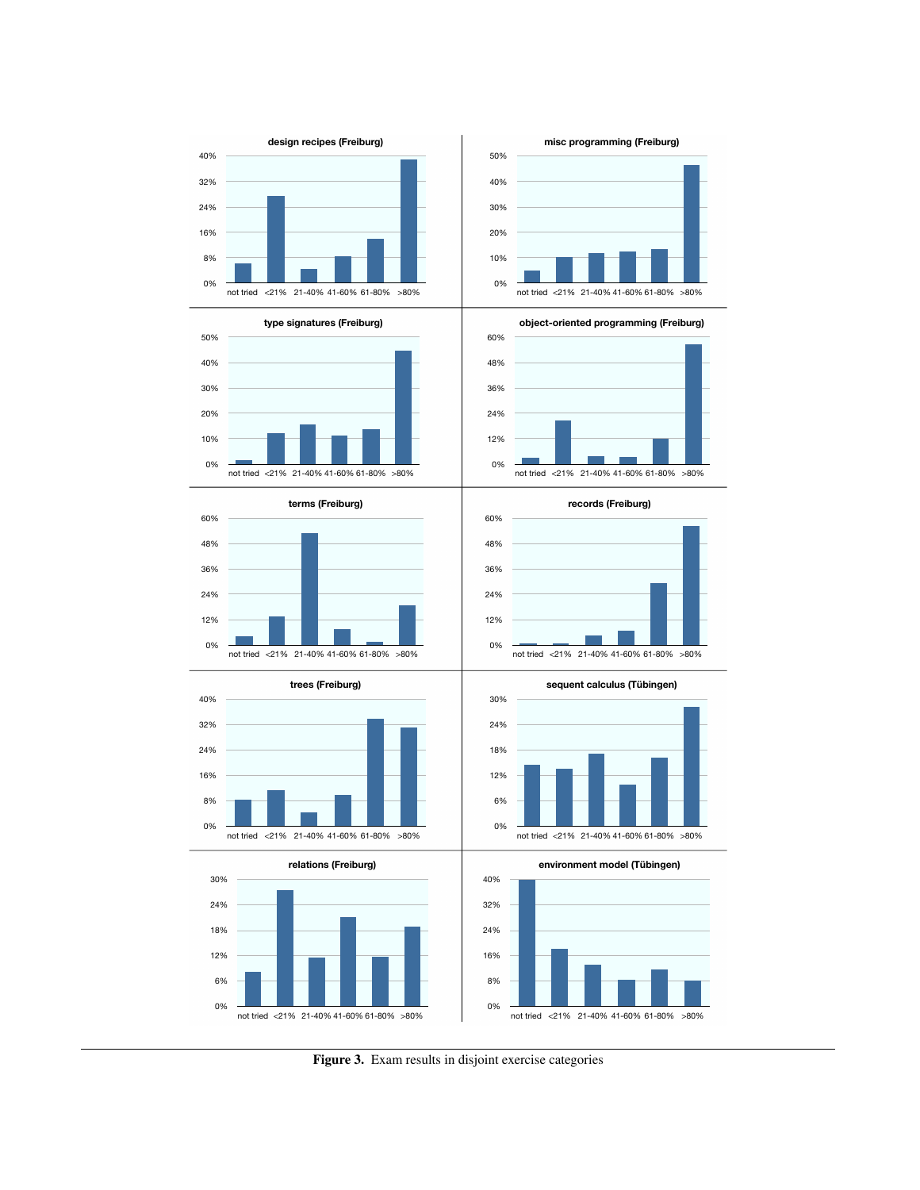Figure 3. Exam results in disjoint exercise categories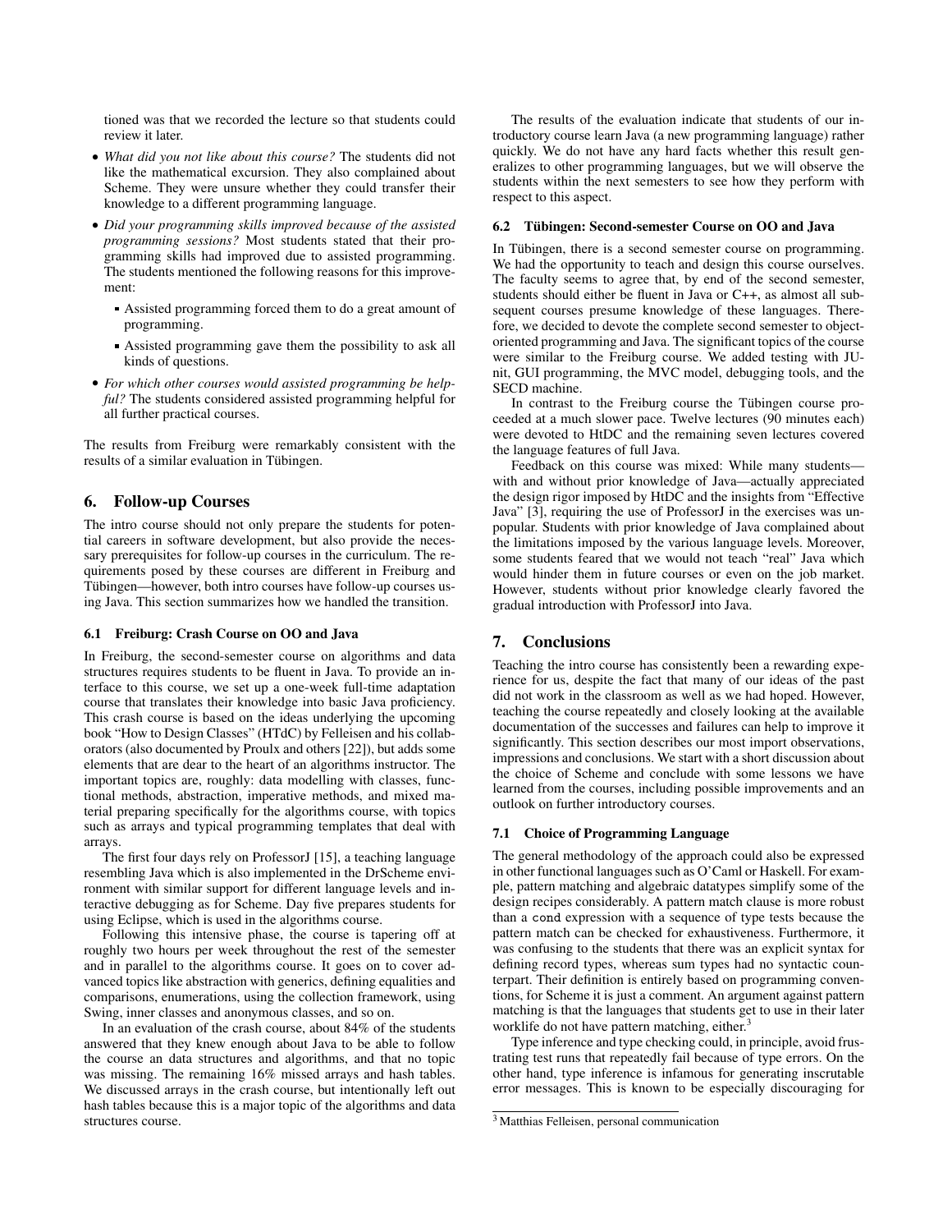tioned was that we recorded the lecture so that students could review it later.

- *What did you not like about this course?* The students did not like the mathematical excursion. They also complained about Scheme. They were unsure whether they could transfer their knowledge to a different programming language.
- *Did your programming skills improved because of the assisted programming sessions?* Most students stated that their programming skills had improved due to assisted programming. The students mentioned the following reasons for this improvement:
  - Assisted programming forced them to do a great amount of programming.
  - Assisted programming gave them the possibility to ask all kinds of questions.
- *For which other courses would assisted programming be helpful?* The students considered assisted programming helpful for all further practical courses.

The results from Freiburg were remarkably consistent with the results of a similar evaluation in Tübingen.

## 6. Follow-up Courses

The intro course should not only prepare the students for potential careers in software development, but also provide the necessary prerequisites for follow-up courses in the curriculum. The requirements posed by these courses are different in Freiburg and Tübingen—however, both intro courses have follow-up courses using Java. This section summarizes how we handled the transition.

### 6.1 Freiburg: Crash Course on OO and Java

In Freiburg, the second-semester course on algorithms and data structures requires students to be fluent in Java. To provide an interface to this course, we set up a one-week full-time adaptation course that translates their knowledge into basic Java proficiency. This crash course is based on the ideas underlying the upcoming book "How to Design Classes" (HtDC) by Felleisen and his collaborators (also documented by Proulx and others [22]), but adds some elements that are dear to the heart of an algorithms instructor. The important topics are, roughly: data modelling with classes, functional methods, abstraction, imperative methods, and mixed material preparing specifically for the algorithms course, with topics such as arrays and typical programming templates that deal with arrays.

The first four days rely on ProfessorJ [15], a teaching language resembling Java which is also implemented in the DrScheme environment with similar support for different language levels and interactive debugging as for Scheme. Day five prepares students for using Eclipse, which is used in the algorithms course.

Following this intensive phase, the course is tapering off at roughly two hours per week throughout the rest of the semester and in parallel to the algorithms course. It goes on to cover advanced topics like abstraction with generics, defining equalities and comparisons, enumerations, using the collection framework, using Swing, inner classes and anonymous classes, and so on.

In an evaluation of the crash course, about 84% of the students answered that they knew enough about Java to be able to follow the course an data structures and algorithms, and that no topic was missing. The remaining 16% missed arrays and hash tables. We discussed arrays in the crash course, but intentionally left out hash tables because this is a major topic of the algorithms and data structures course.

The results of the evaluation indicate that students of our introductory course learn Java (a new programming language) rather quickly. We do not have any hard facts whether this result generalizes to other programming languages, but we will observe the students within the next semesters to see how they perform with respect to this aspect.

### 6.2 Tübingen: Second-semester Course on OO and Java

In Tübingen, there is a second semester course on programming. We had the opportunity to teach and design this course ourselves. The faculty seems to agree that, by end of the second semester, students should either be fluent in Java or C++, as almost all subsequent courses presume knowledge of these languages. Therefore, we decided to devote the complete second semester to object-oriented programming and Java. The significant topics of the course were similar to the Freiburg course. We added testing with JUnit, GUI programming, the MVC model, debugging tools, and the SECD machine.

In contrast to the Freiburg course the Tübingen course proceeded at a much slower pace. Twelve lectures (90 minutes each) were devoted to HtDC and the remaining seven lectures covered the language features of full Java.

Feedback on this course was mixed: While many students—with and without prior knowledge of Java—actually appreciated the design rigor imposed by HtDC and the insights from "Effective Java" [3], requiring the use of ProfessorJ in the exercises was unpopular. Students with prior knowledge of Java complained about the limitations imposed by the various language levels. Moreover, some students feared that we would not teach "real" Java which would hinder them in future courses or even on the job market. However, students without prior knowledge clearly favored the gradual introduction with ProfessorJ into Java.

## 7. Conclusions

Teaching the intro course has consistently been a rewarding experience for us, despite the fact that many of our ideas of the past did not work in the classroom as well as we had hoped. However, teaching the course repeatedly and closely looking at the available documentation of the successes and failures can help to improve it significantly. This section describes our most import observations, impressions and conclusions. We start with a short discussion about the choice of Scheme and conclude with some lessons we have learned from the courses, including possible improvements and an outlook on further introductory courses.

### 7.1 Choice of Programming Language

The general methodology of the approach could also be expressed in other functional languages such as O'Caml or Haskell. For example, pattern matching and algebraic datatypes simplify some of the design recipes considerably. A pattern match clause is more robust than a `cond` expression with a sequence of type tests because the pattern match can be checked for exhaustiveness. Furthermore, it was confusing to the students that there was an explicit syntax for defining record types, whereas sum types had no syntactic counterpart. Their definition is entirely based on programming conventions, for Scheme it is just a comment. An argument against pattern matching is that the languages that students get to use in their later worklife do not have pattern matching, either.[3]

Type inference and type checking could, in principle, avoid frustrating test runs that repeatedly fail because of type errors. On the other hand, type inference is infamous for generating inscrutable error messages. This is known to be especially discouraging for

[3] Matthias Felleisen, personal communication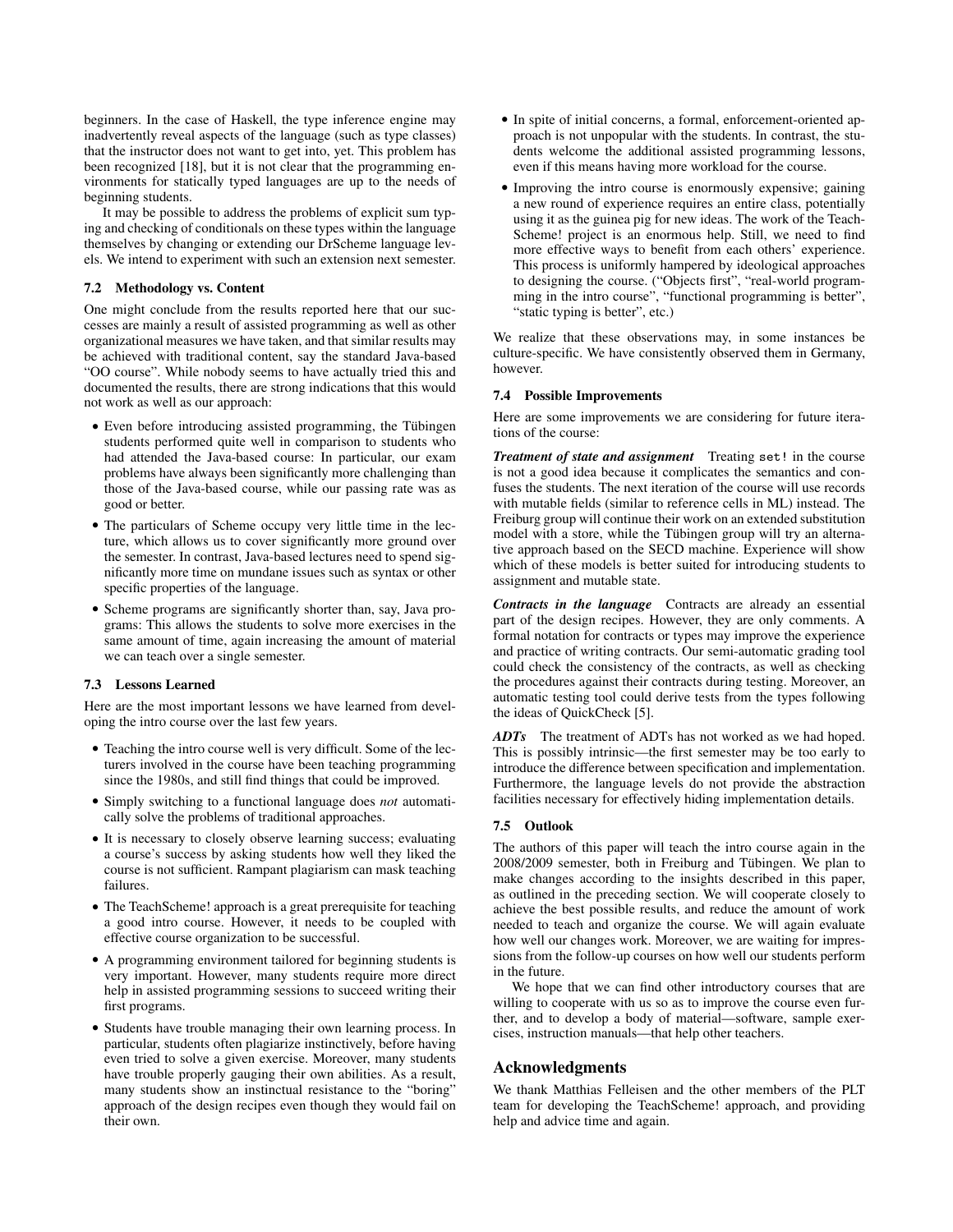beginners. In the case of Haskell, the type inference engine may inadvertently reveal aspects of the language (such as type classes) that the instructor does not want to get into, yet. This problem has been recognized [18], but it is not clear that the programming environments for statically typed languages are up to the needs of beginning students.

It may be possible to address the problems of explicit sum typing and checking of conditionals on these types within the language themselves by changing or extending our DrScheme language levels. We intend to experiment with such an extension next semester.

### 7.2 Methodology vs. Content

One might conclude from the results reported here that our successes are mainly a result of assisted programming as well as other organizational measures we have taken, and that similar results may be achieved with traditional content, say the standard Java-based "OO course". While nobody seems to have actually tried this and documented the results, there are strong indications that this would not work as well as our approach:

- Even before introducing assisted programming, the Tübingen students performed quite well in comparison to students who had attended the Java-based course: In particular, our exam problems have always been significantly more challenging than those of the Java-based course, while our passing rate was as good or better.
- The particulars of Scheme occupy very little time in the lecture, which allows us to cover significantly more ground over the semester. In contrast, Java-based lectures need to spend significantly more time on mundane issues such as syntax or other specific properties of the language.
- Scheme programs are significantly shorter than, say, Java programs: This allows the students to solve more exercises in the same amount of time, again increasing the amount of material we can teach over a single semester.

### 7.3 Lessons Learned

Here are the most important lessons we have learned from developing the intro course over the last few years.

- Teaching the intro course well is very difficult. Some of the lecturers involved in the course have been teaching programming since the 1980s, and still find things that could be improved.
- Simply switching to a functional language does *not* automatically solve the problems of traditional approaches.
- It is necessary to closely observe learning success; evaluating a course's success by asking students how well they liked the course is not sufficient. Rampant plagiarism can mask teaching failures.
- The TeachScheme! approach is a great prerequisite for teaching a good intro course. However, it needs to be coupled with effective course organization to be successful.
- A programming environment tailored for beginning students is very important. However, many students require more direct help in assisted programming sessions to succeed writing their first programs.
- Students have trouble managing their own learning process. In particular, students often plagiarize instinctively, before having even tried to solve a given exercise. Moreover, many students have trouble properly gauging their own abilities. As a result, many students show an instinctual resistance to the "boring" approach of the design recipes even though they would fail on their own.
- In spite of initial concerns, a formal, enforcement-oriented approach is not unpopular with the students. In contrast, the students welcome the additional assisted programming lessons, even if this means having more workload for the course.
- Improving the intro course is enormously expensive; gaining a new round of experience requires an entire class, potentially using it as the guinea pig for new ideas. The work of the TeachScheme! project is an enormous help. Still, we need to find more effective ways to benefit from each others' experience. This process is uniformly hampered by ideological approaches to designing the course. ("Objects first", "real-world programming in the intro course", "functional programming is better", "static typing is better", etc.)

We realize that these observations may, in some instances be culture-specific. We have consistently observed them in Germany, however.

### 7.4 Possible Improvements

Here are some improvements we are considering for future iterations of the course:

***Treatment of state and assignment*** Treating `set!` in the course is not a good idea because it complicates the semantics and confuses the students. The next iteration of the course will use records with mutable fields (similar to reference cells in ML) instead. The Freiburg group will continue their work on an extended substitution model with a store, while the Tübingen group will try an alternative approach based on the SECD machine. Experience will show which of these models is better suited for introducing students to assignment and mutable state.

***Contracts in the language*** Contracts are already an essential part of the design recipes. However, they are only comments. A formal notation for contracts or types may improve the experience and practice of writing contracts. Our semi-automatic grading tool could check the consistency of the contracts, as well as checking the procedures against their contracts during testing. Moreover, an automatic testing tool could derive tests from the types following the ideas of QuickCheck [5].

***ADTs*** The treatment of ADTs has not worked as we had hoped. This is possibly intrinsic—the first semester may be too early to introduce the difference between specification and implementation. Furthermore, the language levels do not provide the abstraction facilities necessary for effectively hiding implementation details.

### 7.5 Outlook

The authors of this paper will teach the intro course again in the 2008/2009 semester, both in Freiburg and Tübingen. We plan to make changes according to the insights described in this paper, as outlined in the preceding section. We will cooperate closely to achieve the best possible results, and reduce the amount of work needed to teach and organize the course. We will again evaluate how well our changes work. Moreover, we are waiting for impressions from the follow-up courses on how well our students perform in the future.

We hope that we can find other introductory courses that are willing to cooperate with us so as to improve the course even further, and to develop a body of material—software, sample exercises, instruction manuals—that help other teachers.

## Acknowledgments

We thank Matthias Felleisen and the other members of the PLT team for developing the TeachScheme! approach, and providing help and advice time and again.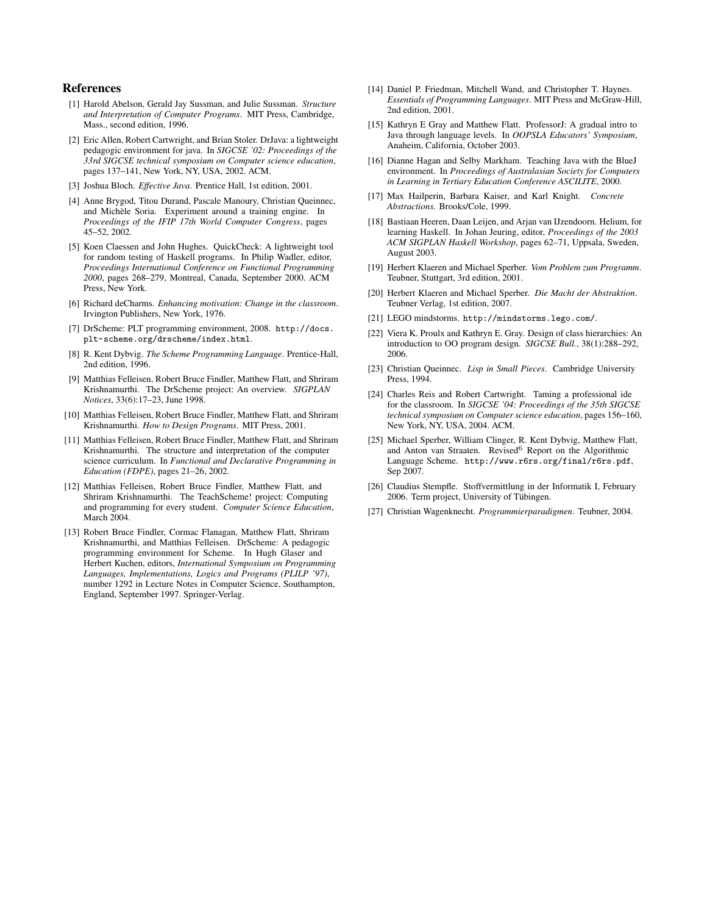## References

[1] Harold Abelson, Gerald Jay Sussman, and Julie Sussman. *Structure and Interpretation of Computer Programs*. MIT Press, Cambridge, Mass., second edition, 1996.

[2] Eric Allen, Robert Cartwright, and Brian Stoler. DrJava: a lightweight pedagogic environment for java. In *SIGCSE '02: Proceedings of the 33rd SIGCSE technical symposium on Computer science education*, pages 137–141, New York, NY, USA, 2002. ACM.

[3] Joshua Bloch. *Effective Java*. Prentice Hall, 1st edition, 2001.

[4] Anne Brygod, Titou Durand, Pascale Manoury, Christian Queinnec, and Michèle Soria. Experiment around a training engine. In *Proceedings of the IFIP 17th World Computer Congress*, pages 45–52, 2002.

[5] Koen Claessen and John Hughes. QuickCheck: A lightweight tool for random testing of Haskell programs. In Philip Wadler, editor, *Proceedings International Conference on Functional Programming 2000*, pages 268–279, Montreal, Canada, September 2000. ACM Press, New York.

[6] Richard deCharms. *Enhancing motivation: Change in the classroom*. Irvington Publishers, New York, 1976.

[7] DrScheme: PLT programming environment, 2008. `http://docs.plt-scheme.org/drscheme/index.html`.

[8] R. Kent Dybvig. *The Scheme Programming Language*. Prentice-Hall, 2nd edition, 1996.

[9] Matthias Felleisen, Robert Bruce Findler, Matthew Flatt, and Shriram Krishnamurthi. The DrScheme project: An overview. *SIGPLAN Notices*, 33(6):17–23, June 1998.

[10] Matthias Felleisen, Robert Bruce Findler, Matthew Flatt, and Shriram Krishnamurthi. *How to Design Programs*. MIT Press, 2001.

[11] Matthias Felleisen, Robert Bruce Findler, Matthew Flatt, and Shriram Krishnamurthi. The structure and interpretation of the computer science curriculum. In *Functional and Declarative Programming in Education (FDPE)*, pages 21–26, 2002.

[12] Matthias Felleisen, Robert Bruce Findler, Matthew Flatt, and Shriram Krishnamurthi. The TeachScheme! project: Computing and programming for every student. *Computer Science Education*, March 2004.

[13] Robert Bruce Findler, Cormac Flanagan, Matthew Flatt, Shriram Krishnamurthi, and Matthias Felleisen. DrScheme: A pedagogic programming environment for Scheme. In Hugh Glaser and Herbert Kuchen, editors, *International Symposium on Programming Languages, Implementations, Logics and Programs (PLILP '97)*, number 1292 in Lecture Notes in Computer Science, Southampton, England, September 1997. Springer-Verlag.

[14] Daniel P. Friedman, Mitchell Wand, and Christopher T. Haynes. *Essentials of Programming Languages*. MIT Press and McGraw-Hill, 2nd edition, 2001.

[15] Kathryn E Gray and Matthew Flatt. ProfessorJ: A gradual intro to Java through language levels. In *OOPSLA Educators' Symposium*, Anaheim, California, October 2003.

[16] Dianne Hagan and Selby Markham. Teaching Java with the BlueJ environment. In *Proceedings of Australasian Society for Computers in Learning in Tertiary Education Conference ASCILITE*, 2000.

[17] Max Hailperin, Barbara Kaiser, and Karl Knight. *Concrete Abstractions*. Brooks/Cole, 1999.

[18] Bastiaan Heeren, Daan Leijen, and Arjan van IJzendoorn. Helium, for learning Haskell. In Johan Jeuring, editor, *Proceedings of the 2003 ACM SIGPLAN Haskell Workshop*, pages 62–71, Uppsala, Sweden, August 2003.

[19] Herbert Klaeren and Michael Sperber. *Vom Problem zum Programm*. Teubner, Stuttgart, 3rd edition, 2001.

[20] Herbert Klaeren and Michael Sperber. *Die Macht der Abstraktion*. Teubner Verlag, 1st edition, 2007.

[21] LEGO mindstorms. `http://mindstorms.lego.com/`.

[22] Viera K. Proulx and Kathryn E. Gray. Design of class hierarchies: An introduction to OO program design. *SIGCSE Bull.*, 38(1):288–292, 2006.

[23] Christian Queinnec. *Lisp in Small Pieces*. Cambridge University Press, 1994.

[24] Charles Reis and Robert Cartwright. Taming a professional ide for the classroom. In *SIGCSE '04: Proceedings of the 35th SIGCSE technical symposium on Computer science education*, pages 156–160, New York, NY, USA, 2004. ACM.

[25] Michael Sperber, William Clinger, R. Kent Dybvig, Matthew Flatt, and Anton van Straaten. Revised$^6$ Report on the Algorithmic Language Scheme. `http://www.r6rs.org/final/r6rs.pdf`, Sep 2007.

[26] Claudius Stempfle. Stoffvermittlung in der Informatik I, February 2006. Term project, University of Tübingen.

[27] Christian Wagenknecht. *Programmierparadigmen*. Teubner, 2004.